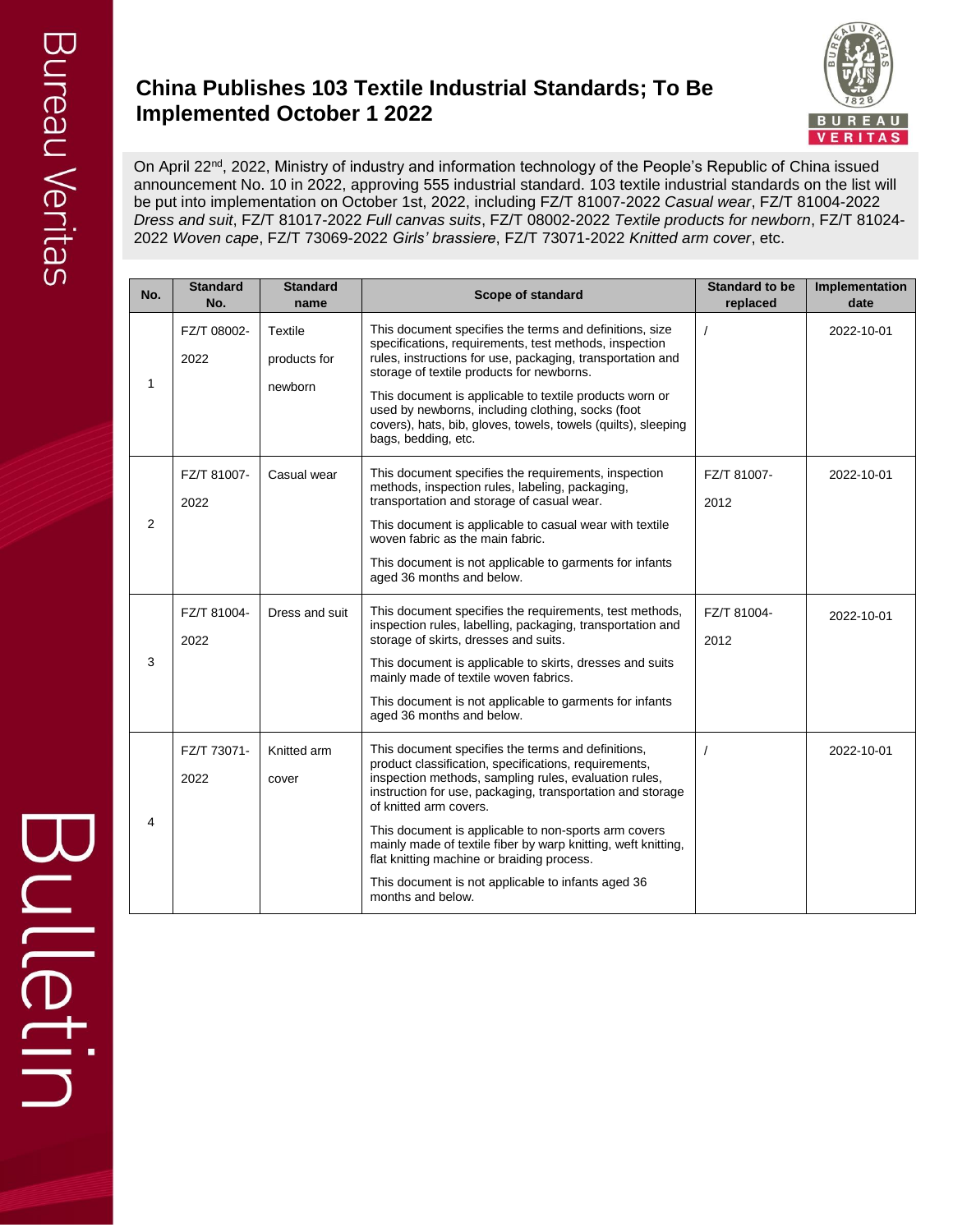# China Publishes 103 Textile Industrial Standards; To Be Implemented October 1 2022

On April 22nd, 2022, Ministry of industry and information technology of the People's Republic of China issued announcement No. 10 in 2022, approving 555 industrial standard. 103 textile industrial standards on the list will be put into implementation on October 1st, 2022, including FZ/T 81007-2022 *Casual wear*, FZ/T 81004-2022 *Dress and suit*, FZ/T 81017-2022 *Full canvas suits*, FZ/T 08002-2022 *Textile products for newborn*, FZ/T 81024-2022 *Woven cape*, FZ/T 73069-2022 *Girls' brassiere*, FZ/T 73071-2022 *Knitted arm cover*, etc.

| No. | Standard No. | Standard name | Scope of standard | Standard to be replaced | Implementation date |
|---|---|---|---|---|---|
| 1 | FZ/T 08002-2022 | Textile products for newborn | This document specifies the terms and definitions, size specifications, requirements, test methods, inspection rules, instructions for use, packaging, transportation and storage of textile products for newborns.<br>This document is applicable to textile products worn or used by newborns, including clothing, socks (foot covers), hats, bib, gloves, towels, towels (quilts), sleeping bags, bedding, etc. | / | 2022-10-01 |
| 2 | FZ/T 81007-2022 | Casual wear | This document specifies the requirements, inspection methods, inspection rules, labeling, packaging, transportation and storage of casual wear.<br>This document is applicable to casual wear with textile woven fabric as the main fabric.<br>This document is not applicable to garments for infants aged 36 months and below. | FZ/T 81007-2012 | 2022-10-01 |
| 3 | FZ/T 81004-2022 | Dress and suit | This document specifies the requirements, test methods, inspection rules, labelling, packaging, transportation and storage of skirts, dresses and suits.<br>This document is applicable to skirts, dresses and suits mainly made of textile woven fabrics.<br>This document is not applicable to garments for infants aged 36 months and below. | FZ/T 81004-2012 | 2022-10-01 |
| 4 | FZ/T 73071-2022 | Knitted arm cover | This document specifies the terms and definitions, product classification, specifications, requirements, inspection methods, sampling rules, evaluation rules, instruction for use, packaging, transportation and storage of knitted arm covers.<br>This document is applicable to non-sports arm covers mainly made of textile fiber by warp knitting, weft knitting, flat knitting machine or braiding process.<br>This document is not applicable to infants aged 36 months and below. | / | 2022-10-01 |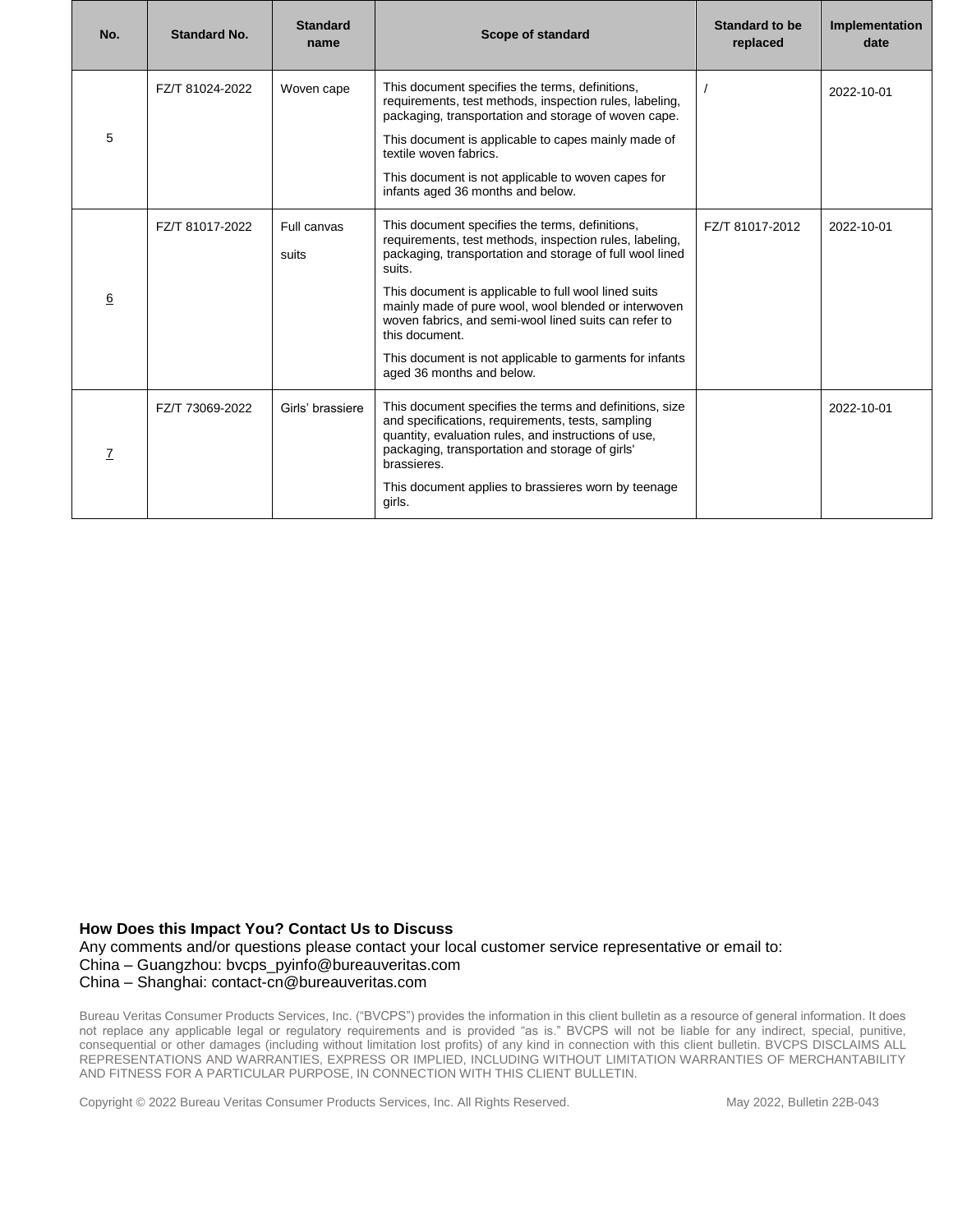| No. | Standard No. | Standard name | Scope of standard | Standard to be replaced | Implementation date |
| --- | --- | --- | --- | --- | --- |
| 5 | FZ/T 81024-2022 | Woven cape | This document specifies the terms, definitions, requirements, test methods, inspection rules, labeling, packaging, transportation and storage of woven cape.<br>This document is applicable to capes mainly made of textile woven fabrics.<br>This document is not applicable to woven capes for infants aged 36 months and below. | / | 2022-10-01 |
| 6 | FZ/T 81017-2022 | Full canvas suits | This document specifies the terms, definitions, requirements, test methods, inspection rules, labeling, packaging, transportation and storage of full wool lined suits.<br>This document is applicable to full wool lined suits mainly made of pure wool, wool blended or interwoven woven fabrics, and semi-wool lined suits can refer to this document.<br>This document is not applicable to garments for infants aged 36 months and below. | FZ/T 81017-2012 | 2022-10-01 |
| 7 | FZ/T 73069-2022 | Girls' brassiere | This document specifies the terms and definitions, size and specifications, requirements, tests, sampling quantity, evaluation rules, and instructions of use, packaging, transportation and storage of girls' brassieres.<br>This document applies to brassieres worn by teenage girls. | | 2022-10-01 |

**How Does this Impact You? Contact Us to Discuss**

Any comments and/or questions please contact your local customer service representative or email to:
China – Guangzhou: bvcps_pyinfo@bureauveritas.com
China – Shanghai: contact-cn@bureauveritas.com

Bureau Veritas Consumer Products Services, Inc. ("BVCPS") provides the information in this client bulletin as a resource of general information. It does not replace any applicable legal or regulatory requirements and is provided "as is." BVCPS will not be liable for any indirect, special, punitive, consequential or other damages (including without limitation lost profits) of any kind in connection with this client bulletin. BVCPS DISCLAIMS ALL REPRESENTATIONS AND WARRANTIES, EXPRESS OR IMPLIED, INCLUDING WITHOUT LIMITATION WARRANTIES OF MERCHANTABILITY AND FITNESS FOR A PARTICULAR PURPOSE, IN CONNECTION WITH THIS CLIENT BULLETIN.

Copyright © 2022 Bureau Veritas Consumer Products Services, Inc. All Rights Reserved. May 2022, Bulletin 22B-043